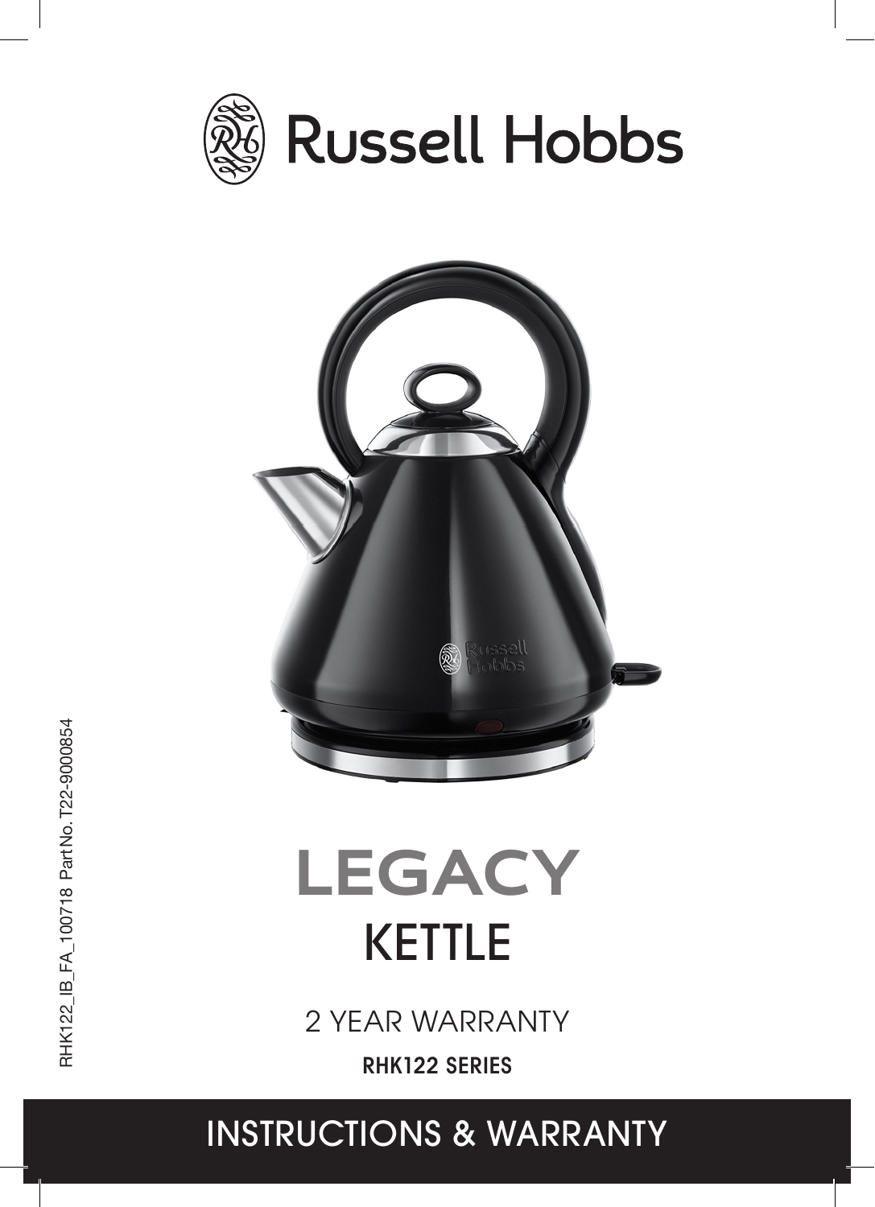# Russell Hobbs

# LEGACY
## KETTLE

2 YEAR WARRANTY

**RHK122 SERIES**

## INSTRUCTIONS & WARRANTY

RHK122_IB_FA_100718 Part No. T22-9000854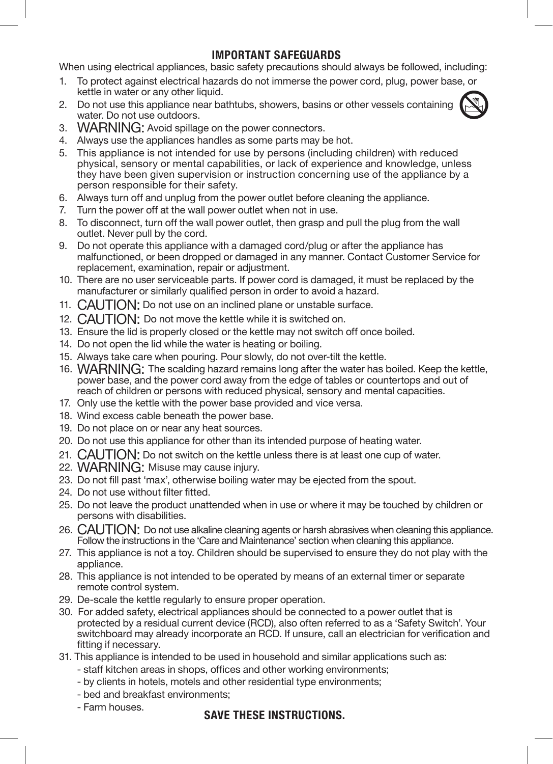# IMPORTANT SAFEGUARDS

When using electrical appliances, basic safety precautions should always be followed, including:

1. To protect against electrical hazards do not immerse the power cord, plug, power base, or kettle in water or any other liquid.
2. Do not use this appliance near bathtubs, showers, basins or other vessels containing water. Do not use outdoors.
3. WARNING: Avoid spillage on the power connectors.
4. Always use the appliances handles as some parts may be hot.
5. This appliance is not intended for use by persons (including children) with reduced physical, sensory or mental capabilities, or lack of experience and knowledge, unless they have been given supervision or instruction concerning use of the appliance by a person responsible for their safety.
6. Always turn off and unplug from the power outlet before cleaning the appliance.
7. Turn the power off at the wall power outlet when not in use.
8. To disconnect, turn off the wall power outlet, then grasp and pull the plug from the wall outlet. Never pull by the cord.
9. Do not operate this appliance with a damaged cord/plug or after the appliance has malfunctioned, or been dropped or damaged in any manner. Contact Customer Service for replacement, examination, repair or adjustment.
10. There are no user serviceable parts. If power cord is damaged, it must be replaced by the manufacturer or similarly qualified person in order to avoid a hazard.
11. CAUTION: Do not use on an inclined plane or unstable surface.
12. CAUTION: Do not move the kettle while it is switched on.
13. Ensure the lid is properly closed or the kettle may not switch off once boiled.
14. Do not open the lid while the water is heating or boiling.
15. Always take care when pouring. Pour slowly, do not over-tilt the kettle.
16. WARNING: The scalding hazard remains long after the water has boiled. Keep the kettle, power base, and the power cord away from the edge of tables or countertops and out of reach of children or persons with reduced physical, sensory and mental capacities.
17. Only use the kettle with the power base provided and vice versa.
18. Wind excess cable beneath the power base.
19. Do not place on or near any heat sources.
20. Do not use this appliance for other than its intended purpose of heating water.
21. CAUTION: Do not switch on the kettle unless there is at least one cup of water.
22. WARNING: Misuse may cause injury.
23. Do not fill past 'max', otherwise boiling water may be ejected from the spout.
24. Do not use without filter fitted.
25. Do not leave the product unattended when in use or where it may be touched by children or persons with disabilities.
26. CAUTION: Do not use alkaline cleaning agents or harsh abrasives when cleaning this appliance. Follow the instructions in the 'Care and Maintenance' section when cleaning this appliance.
27. This appliance is not a toy. Children should be supervised to ensure they do not play with the appliance.
28. This appliance is not intended to be operated by means of an external timer or separate remote control system.
29. De-scale the kettle regularly to ensure proper operation.
30. For added safety, electrical appliances should be connected to a power outlet that is protected by a residual current device (RCD), also often referred to as a 'Safety Switch'. Your switchboard may already incorporate an RCD. If unsure, call an electrician for verification and fitting if necessary.
31. This appliance is intended to be used in household and similar applications such as:
    - staff kitchen areas in shops, offices and other working environments;
    - by clients in hotels, motels and other residential type environments;
    - bed and breakfast environments;
    - Farm houses.

**SAVE THESE INSTRUCTIONS.**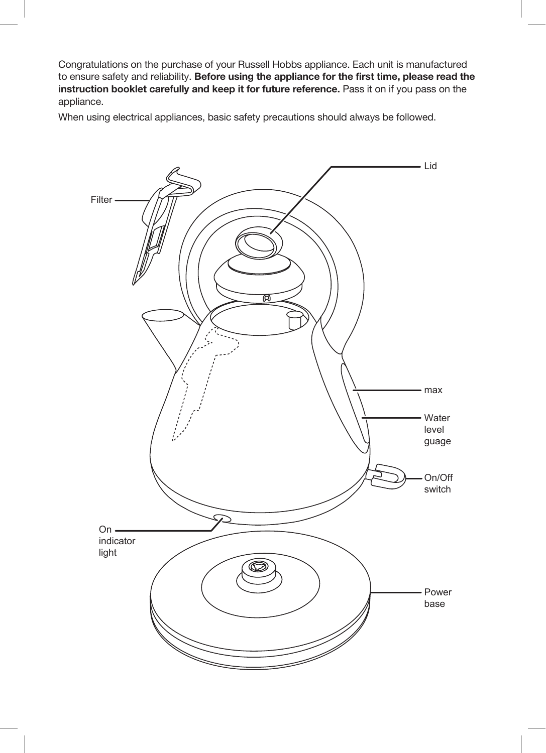Congratulations on the purchase of your Russell Hobbs appliance. Each unit is manufactured to ensure safety and reliability. **Before using the appliance for the first time, please read the instruction booklet carefully and keep it for future reference.** Pass it on if you pass on the appliance.

When using electrical appliances, basic safety precautions should always be followed.

Lid

Filter

max

Water level guage

On/Off switch

On indicator light

Power base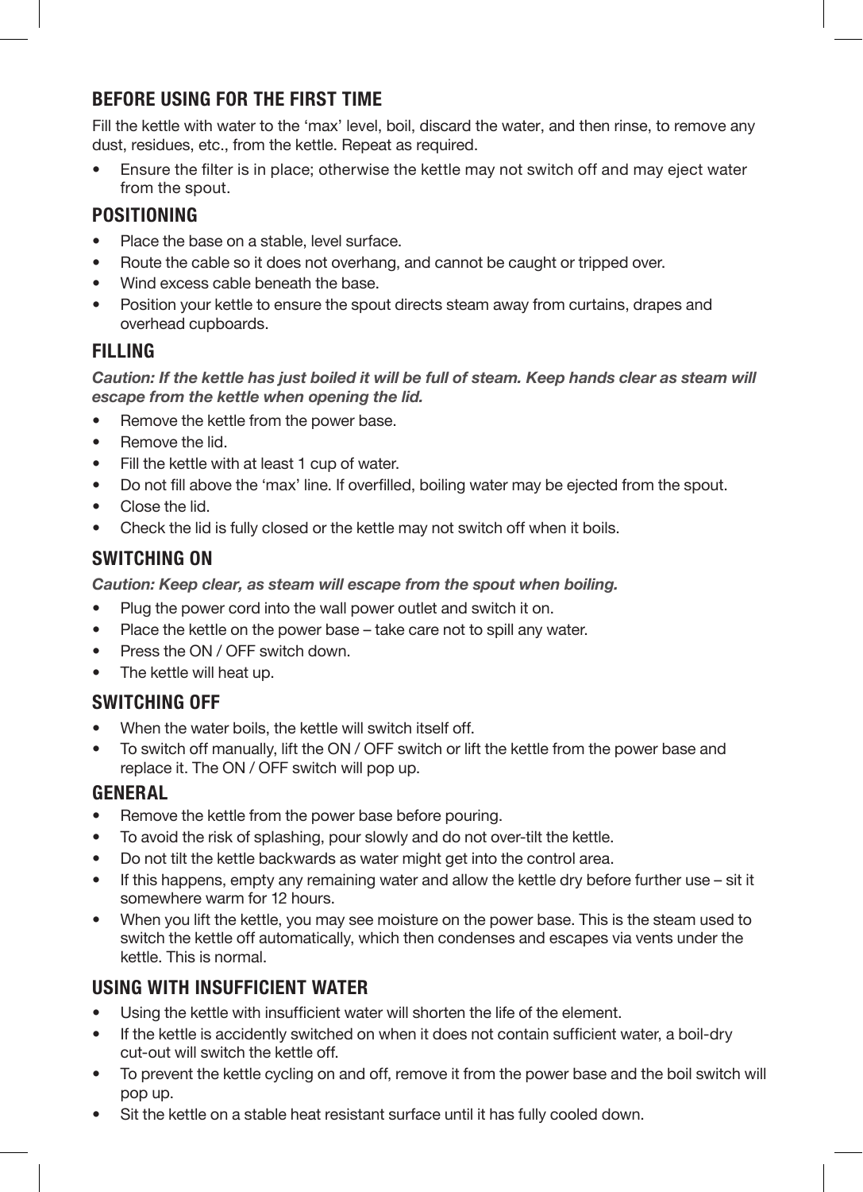## BEFORE USING FOR THE FIRST TIME

Fill the kettle with water to the 'max' level, boil, discard the water, and then rinse, to remove any dust, residues, etc., from the kettle. Repeat as required.

- Ensure the filter is in place; otherwise the kettle may not switch off and may eject water from the spout.

## POSITIONING

- Place the base on a stable, level surface.
- Route the cable so it does not overhang, and cannot be caught or tripped over.
- Wind excess cable beneath the base.
- Position your kettle to ensure the spout directs steam away from curtains, drapes and overhead cupboards.

## FILLING

***Caution: If the kettle has just boiled it will be full of steam. Keep hands clear as steam will escape from the kettle when opening the lid.***

- Remove the kettle from the power base.
- Remove the lid.
- Fill the kettle with at least 1 cup of water.
- Do not fill above the 'max' line. If overfilled, boiling water may be ejected from the spout.
- Close the lid.
- Check the lid is fully closed or the kettle may not switch off when it boils.

## SWITCHING ON

***Caution: Keep clear, as steam will escape from the spout when boiling.***

- Plug the power cord into the wall power outlet and switch it on.
- Place the kettle on the power base – take care not to spill any water.
- Press the ON / OFF switch down.
- The kettle will heat up.

## SWITCHING OFF

- When the water boils, the kettle will switch itself off.
- To switch off manually, lift the ON / OFF switch or lift the kettle from the power base and replace it. The ON / OFF switch will pop up.

## GENERAL

- Remove the kettle from the power base before pouring.
- To avoid the risk of splashing, pour slowly and do not over-tilt the kettle.
- Do not tilt the kettle backwards as water might get into the control area.
- If this happens, empty any remaining water and allow the kettle dry before further use – sit it somewhere warm for 12 hours.
- When you lift the kettle, you may see moisture on the power base. This is the steam used to switch the kettle off automatically, which then condenses and escapes via vents under the kettle. This is normal.

## USING WITH INSUFFICIENT WATER

- Using the kettle with insufficient water will shorten the life of the element.
- If the kettle is accidently switched on when it does not contain sufficient water, a boil-dry cut-out will switch the kettle off.
- To prevent the kettle cycling on and off, remove it from the power base and the boil switch will pop up.
- Sit the kettle on a stable heat resistant surface until it has fully cooled down.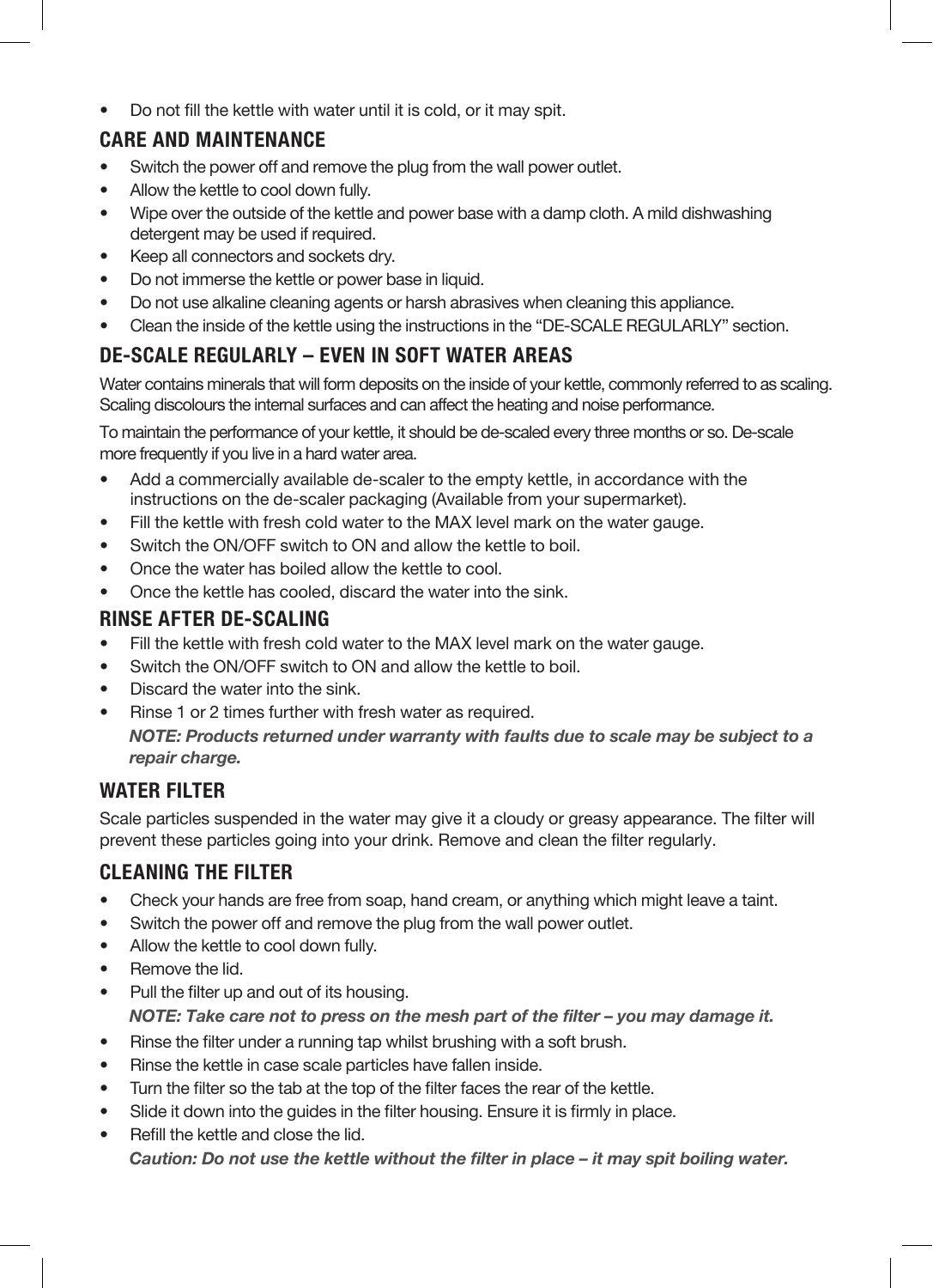- Do not fill the kettle with water until it is cold, or it may spit.

## CARE AND MAINTENANCE

- Switch the power off and remove the plug from the wall power outlet.
- Allow the kettle to cool down fully.
- Wipe over the outside of the kettle and power base with a damp cloth. A mild dishwashing detergent may be used if required.
- Keep all connectors and sockets dry.
- Do not immerse the kettle or power base in liquid.
- Do not use alkaline cleaning agents or harsh abrasives when cleaning this appliance.
- Clean the inside of the kettle using the instructions in the "DE-SCALE REGULARLY" section.

## DE-SCALE REGULARLY – EVEN IN SOFT WATER AREAS

Water contains minerals that will form deposits on the inside of your kettle, commonly referred to as scaling. Scaling discolours the internal surfaces and can affect the heating and noise performance.

To maintain the performance of your kettle, it should be de-scaled every three months or so. De-scale more frequently if you live in a hard water area.

- Add a commercially available de-scaler to the empty kettle, in accordance with the instructions on the de-scaler packaging (Available from your supermarket).
- Fill the kettle with fresh cold water to the MAX level mark on the water gauge.
- Switch the ON/OFF switch to ON and allow the kettle to boil.
- Once the water has boiled allow the kettle to cool.
- Once the kettle has cooled, discard the water into the sink.

## RINSE AFTER DE-SCALING

- Fill the kettle with fresh cold water to the MAX level mark on the water gauge.
- Switch the ON/OFF switch to ON and allow the kettle to boil.
- Discard the water into the sink.
- Rinse 1 or 2 times further with fresh water as required.

  ***NOTE: Products returned under warranty with faults due to scale may be subject to a repair charge.***

## WATER FILTER

Scale particles suspended in the water may give it a cloudy or greasy appearance. The filter will prevent these particles going into your drink. Remove and clean the filter regularly.

## CLEANING THE FILTER

- Check your hands are free from soap, hand cream, or anything which might leave a taint.
- Switch the power off and remove the plug from the wall power outlet.
- Allow the kettle to cool down fully.
- Remove the lid.
- Pull the filter up and out of its housing.

  ***NOTE: Take care not to press on the mesh part of the filter – you may damage it.***
- Rinse the filter under a running tap whilst brushing with a soft brush.
- Rinse the kettle in case scale particles have fallen inside.
- Turn the filter so the tab at the top of the filter faces the rear of the kettle.
- Slide it down into the guides in the filter housing. Ensure it is firmly in place.
- Refill the kettle and close the lid.

  ***Caution: Do not use the kettle without the filter in place – it may spit boiling water.***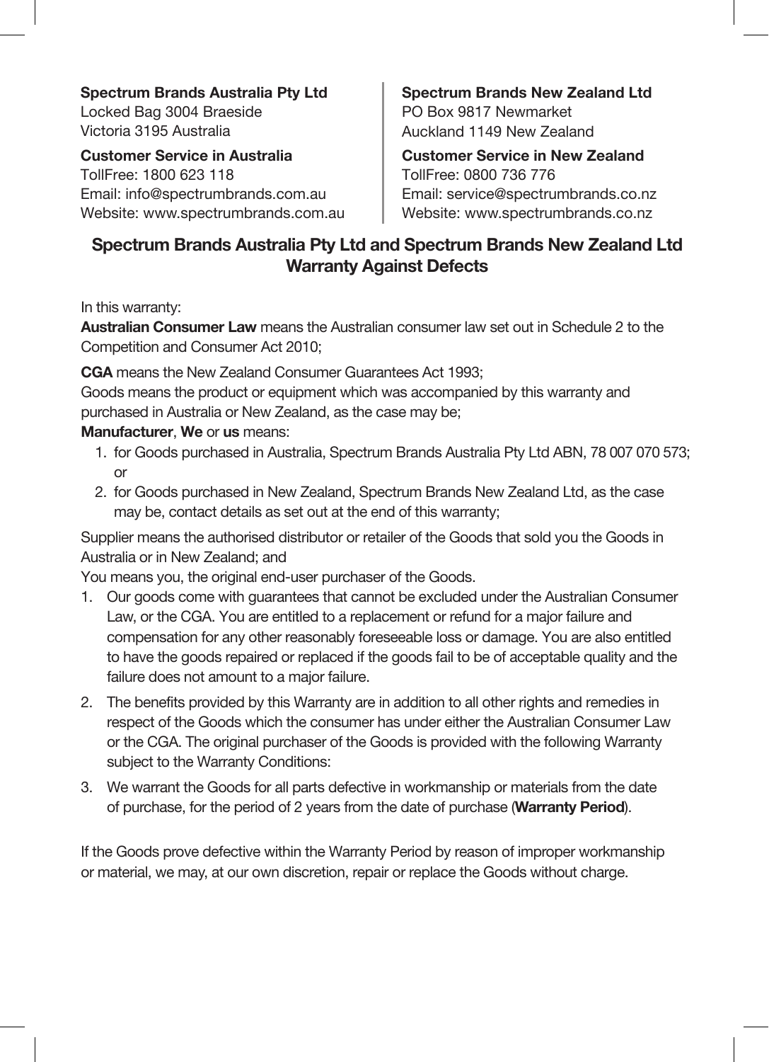**Spectrum Brands Australia Pty Ltd**
Locked Bag 3004 Braeside
Victoria 3195 Australia

**Customer Service in Australia**
TollFree: 1800 623 118
Email: info@spectrumbrands.com.au
Website: www.spectrumbrands.com.au

**Spectrum Brands New Zealand Ltd**
PO Box 9817 Newmarket
Auckland 1149 New Zealand

**Customer Service in New Zealand**
TollFree: 0800 736 776
Email: service@spectrumbrands.co.nz
Website: www.spectrumbrands.co.nz

## Spectrum Brands Australia Pty Ltd and Spectrum Brands New Zealand Ltd Warranty Against Defects

In this warranty:

**Australian Consumer Law** means the Australian consumer law set out in Schedule 2 to the Competition and Consumer Act 2010;

**CGA** means the New Zealand Consumer Guarantees Act 1993;

Goods means the product or equipment which was accompanied by this warranty and purchased in Australia or New Zealand, as the case may be;

**Manufacturer**, **We** or **us** means:

1. for Goods purchased in Australia, Spectrum Brands Australia Pty Ltd ABN, 78 007 070 573; or
2. for Goods purchased in New Zealand, Spectrum Brands New Zealand Ltd, as the case may be, contact details as set out at the end of this warranty;

Supplier means the authorised distributor or retailer of the Goods that sold you the Goods in Australia or in New Zealand; and

You means you, the original end-user purchaser of the Goods.

1. Our goods come with guarantees that cannot be excluded under the Australian Consumer Law, or the CGA. You are entitled to a replacement or refund for a major failure and compensation for any other reasonably foreseeable loss or damage. You are also entitled to have the goods repaired or replaced if the goods fail to be of acceptable quality and the failure does not amount to a major failure.
2. The benefits provided by this Warranty are in addition to all other rights and remedies in respect of the Goods which the consumer has under either the Australian Consumer Law or the CGA. The original purchaser of the Goods is provided with the following Warranty subject to the Warranty Conditions:
3. We warrant the Goods for all parts defective in workmanship or materials from the date of purchase, for the period of 2 years from the date of purchase (**Warranty Period**).

If the Goods prove defective within the Warranty Period by reason of improper workmanship or material, we may, at our own discretion, repair or replace the Goods without charge.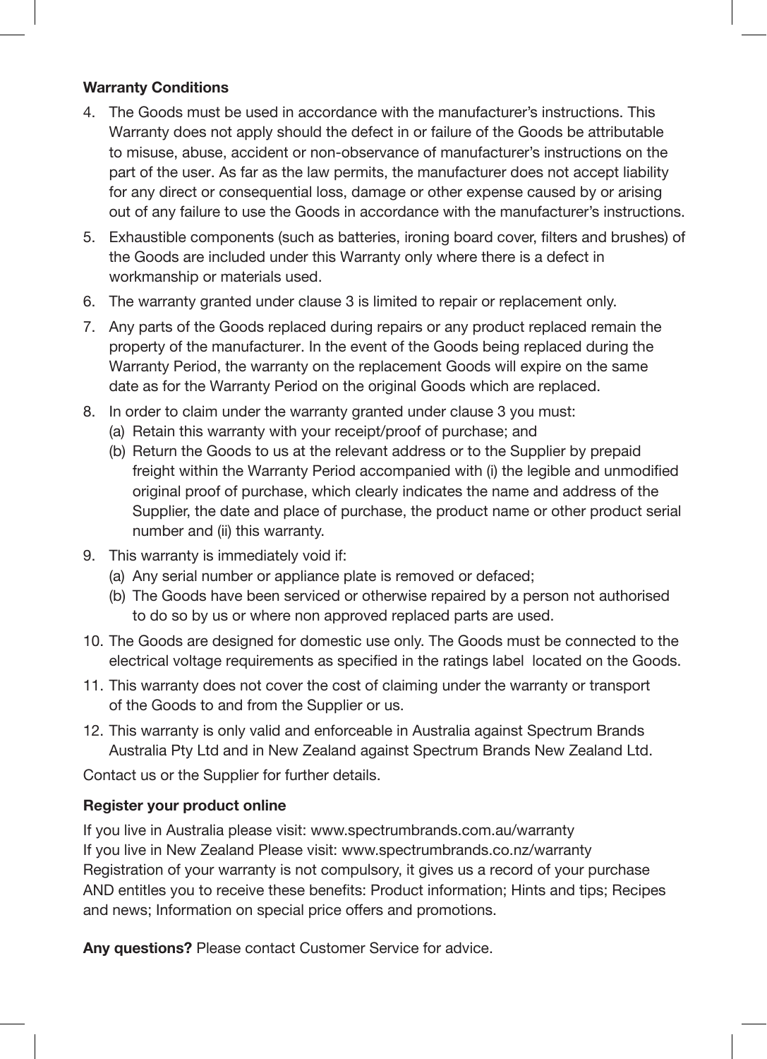**Warranty Conditions**

4. The Goods must be used in accordance with the manufacturer's instructions. This Warranty does not apply should the defect in or failure of the Goods be attributable to misuse, abuse, accident or non-observance of manufacturer's instructions on the part of the user. As far as the law permits, the manufacturer does not accept liability for any direct or consequential loss, damage or other expense caused by or arising out of any failure to use the Goods in accordance with the manufacturer's instructions.
5. Exhaustible components (such as batteries, ironing board cover, filters and brushes) of the Goods are included under this Warranty only where there is a defect in workmanship or materials used.
6. The warranty granted under clause 3 is limited to repair or replacement only.
7. Any parts of the Goods replaced during repairs or any product replaced remain the property of the manufacturer. In the event of the Goods being replaced during the Warranty Period, the warranty on the replacement Goods will expire on the same date as for the Warranty Period on the original Goods which are replaced.
8. In order to claim under the warranty granted under clause 3 you must:
   (a) Retain this warranty with your receipt/proof of purchase; and
   (b) Return the Goods to us at the relevant address or to the Supplier by prepaid freight within the Warranty Period accompanied with (i) the legible and unmodified original proof of purchase, which clearly indicates the name and address of the Supplier, the date and place of purchase, the product name or other product serial number and (ii) this warranty.
9. This warranty is immediately void if:
   (a) Any serial number or appliance plate is removed or defaced;
   (b) The Goods have been serviced or otherwise repaired by a person not authorised to do so by us or where non approved replaced parts are used.
10. The Goods are designed for domestic use only. The Goods must be connected to the electrical voltage requirements as specified in the ratings label located on the Goods.
11. This warranty does not cover the cost of claiming under the warranty or transport of the Goods to and from the Supplier or us.
12. This warranty is only valid and enforceable in Australia against Spectrum Brands Australia Pty Ltd and in New Zealand against Spectrum Brands New Zealand Ltd.

Contact us or the Supplier for further details.

**Register your product online**

If you live in Australia please visit: www.spectrumbrands.com.au/warranty
If you live in New Zealand Please visit: www.spectrumbrands.co.nz/warranty
Registration of your warranty is not compulsory, it gives us a record of your purchase AND entitles you to receive these benefits: Product information; Hints and tips; Recipes and news; Information on special price offers and promotions.

**Any questions?** Please contact Customer Service for advice.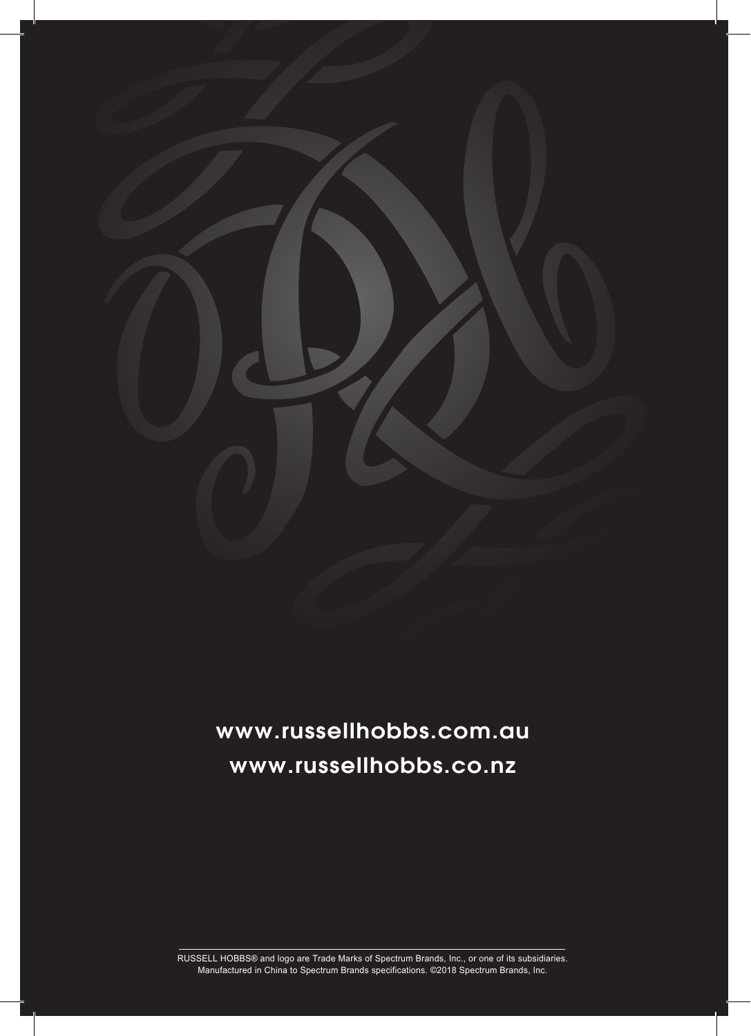www.russellhobbs.com.au

www.russellhobbs.co.nz

RUSSELL HOBBS® and logo are Trade Marks of Spectrum Brands, Inc., or one of its subsidiaries.
Manufactured in China to Spectrum Brands specifications. ©2018 Spectrum Brands, Inc.